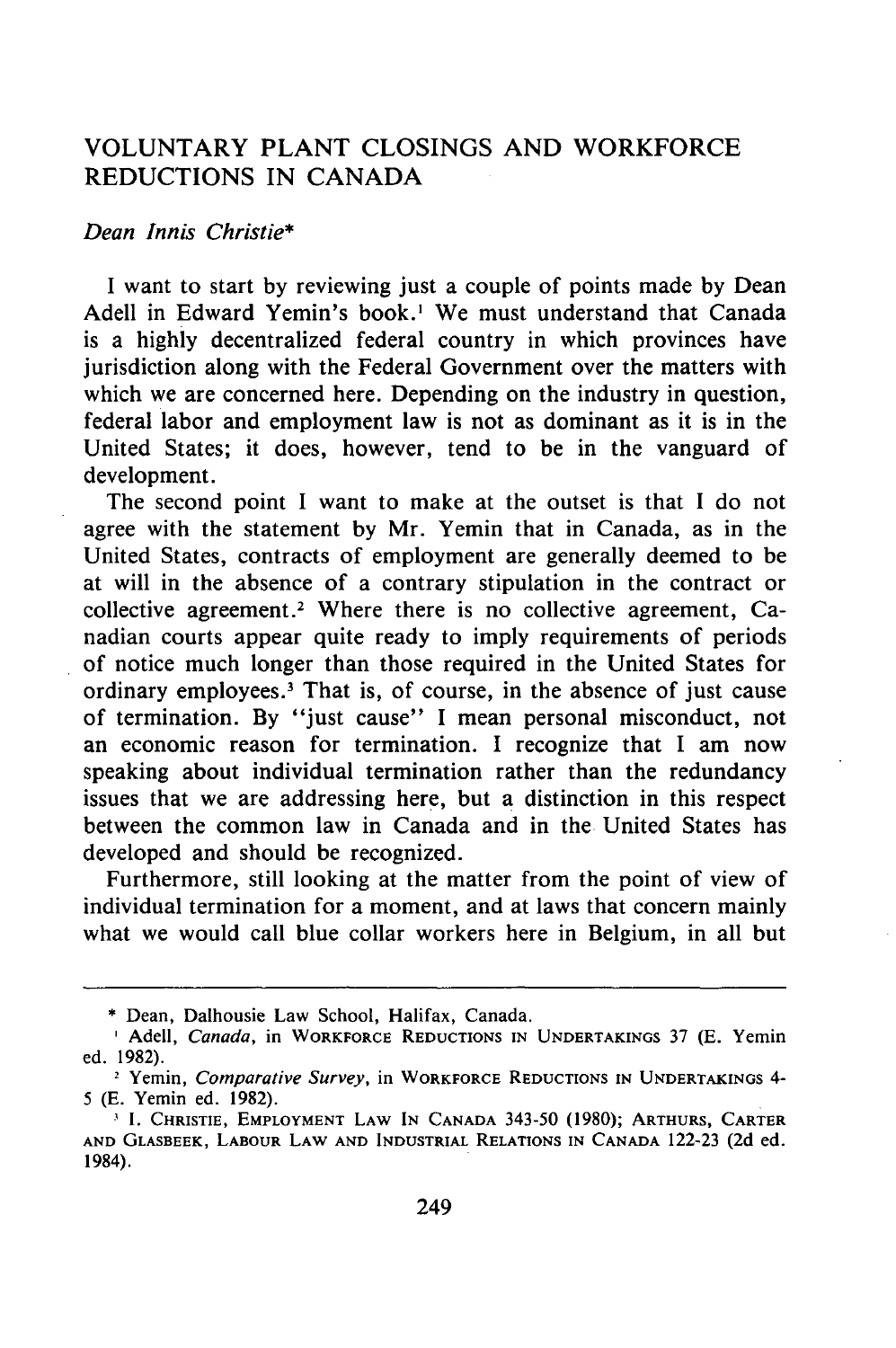# VOLUNTARY PLANT CLOSINGS AND WORKFORCE REDUCTIONS IN CANADA

*Dean Innis Christie**

I want to start by reviewing just a couple of points made by Dean Adell in Edward Yemin's book.[1] We must understand that Canada is a highly decentralized federal country in which provinces have jurisdiction along with the Federal Government over the matters with which we are concerned here. Depending on the industry in question, federal labor and employment law is not as dominant as it is in the United States; it does, however, tend to be in the vanguard of development.

The second point I want to make at the outset is that I do not agree with the statement by Mr. Yemin that in Canada, as in the United States, contracts of employment are generally deemed to be at will in the absence of a contrary stipulation in the contract or collective agreement.[2] Where there is no collective agreement, Canadian courts appear quite ready to imply requirements of periods of notice much longer than those required in the United States for ordinary employees.[3] That is, of course, in the absence of just cause of termination. By "just cause" I mean personal misconduct, not an economic reason for termination. I recognize that I am now speaking about individual termination rather than the redundancy issues that we are addressing here, but a distinction in this respect between the common law in Canada and in the United States has developed and should be recognized.

Furthermore, still looking at the matter from the point of view of individual termination for a moment, and at laws that concern mainly what we would call blue collar workers here in Belgium, in all but

---

\* Dean, Dalhousie Law School, Halifax, Canada.

[1] Adell, *Canada*, in WORKFORCE REDUCTIONS IN UNDERTAKINGS 37 (E. Yemin ed. 1982).

[2] Yemin, *Comparative Survey*, in WORKFORCE REDUCTIONS IN UNDERTAKINGS 4-5 (E. Yemin ed. 1982).

[3] I. CHRISTIE, EMPLOYMENT LAW IN CANADA 343-50 (1980); ARTHURS, CARTER AND GLASBEEK, LABOUR LAW AND INDUSTRIAL RELATIONS IN CANADA 122-23 (2d ed. 1984).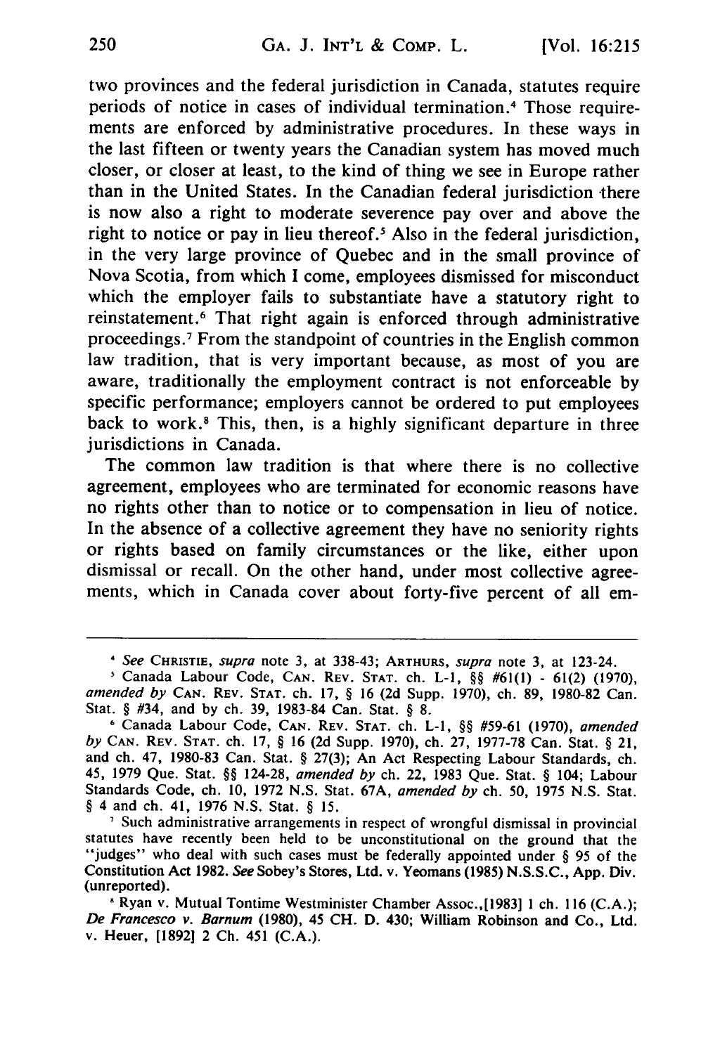two provinces and the federal jurisdiction in Canada, statutes require periods of notice in cases of individual termination.[4] Those requirements are enforced by administrative procedures. In these ways in the last fifteen or twenty years the Canadian system has moved much closer, or closer at least, to the kind of thing we see in Europe rather than in the United States. In the Canadian federal jurisdiction there is now also a right to moderate severence pay over and above the right to notice or pay in lieu thereof.[5] Also in the federal jurisdiction, in the very large province of Quebec and in the small province of Nova Scotia, from which I come, employees dismissed for misconduct which the employer fails to substantiate have a statutory right to reinstatement.[6] That right again is enforced through administrative proceedings.[7] From the standpoint of countries in the English common law tradition, that is very important because, as most of you are aware, traditionally the employment contract is not enforceable by specific performance; employers cannot be ordered to put employees back to work.[8] This, then, is a highly significant departure in three jurisdictions in Canada.

The common law tradition is that where there is no collective agreement, employees who are terminated for economic reasons have no rights other than to notice or to compensation in lieu of notice. In the absence of a collective agreement they have no seniority rights or rights based on family circumstances or the like, either upon dismissal or recall. On the other hand, under most collective agreements, which in Canada cover about forty-five percent of all em-

---

[4] *See* CHRISTIE, *supra* note 3, at 338-43; ARTHURS, *supra* note 3, at 123-24.

[5] Canada Labour Code, CAN. REV. STAT. ch. L-1, §§ #61(1) - 61(2) (1970), *amended by* CAN. REV. STAT. ch. 17, § 16 (2d Supp. 1970), ch. 89, 1980-82 Can. Stat. § #34, and by ch. 39, 1983-84 Can. Stat. § 8.

[6] Canada Labour Code, CAN. REV. STAT. ch. L-1, §§ #59-61 (1970), *amended by* CAN. REV. STAT. ch. 17, § 16 (2d Supp. 1970), ch. 27, 1977-78 Can. Stat. § 21, and ch. 47, 1980-83 Can. Stat. § 27(3); An Act Respecting Labour Standards, ch. 45, 1979 Que. Stat. §§ 124-28, *amended by* ch. 22, 1983 Que. Stat. § 104; Labour Standards Code, ch. 10, 1972 N.S. Stat. 67A, *amended by* ch. 50, 1975 N.S. Stat. § 4 and ch. 41, 1976 N.S. Stat. § 15.

[7] Such administrative arrangements in respect of wrongful dismissal in provincial statutes have recently been held to be unconstitutional on the ground that the "judges" who deal with such cases must be federally appointed under § 95 of the Constitution Act 1982. *See* Sobey's Stores, Ltd. v. Yeomans (1985) N.S.S.C., App. Div. (unreported).

[8] Ryan v. Mutual Tontime Westminister Chamber Assoc.,[1983] 1 ch. 116 (C.A.); *De Francesco v. Barnum* (1980), 45 CH. D. 430; William Robinson and Co., Ltd. v. Heuer, [1892] 2 Ch. 451 (C.A.).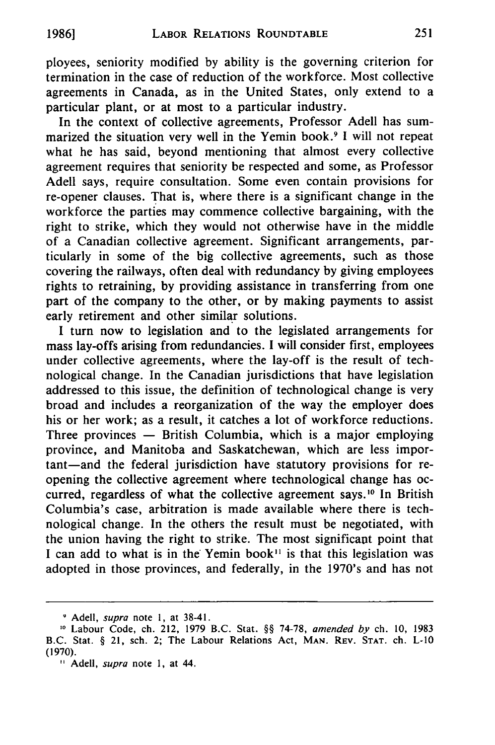ployees, seniority modified by ability is the governing criterion for termination in the case of reduction of the workforce. Most collective agreements in Canada, as in the United States, only extend to a particular plant, or at most to a particular industry.

In the context of collective agreements, Professor Adell has summarized the situation very well in the Yemin book.[9] I will not repeat what he has said, beyond mentioning that almost every collective agreement requires that seniority be respected and some, as Professor Adell says, require consultation. Some even contain provisions for re-opener clauses. That is, where there is a significant change in the workforce the parties may commence collective bargaining, with the right to strike, which they would not otherwise have in the middle of a Canadian collective agreement. Significant arrangements, particularly in some of the big collective agreements, such as those covering the railways, often deal with redundancy by giving employees rights to retraining, by providing assistance in transferring from one part of the company to the other, or by making payments to assist early retirement and other similar solutions.

I turn now to legislation and to the legislated arrangements for mass lay-offs arising from redundancies. I will consider first, employees under collective agreements, where the lay-off is the result of technological change. In the Canadian jurisdictions that have legislation addressed to this issue, the definition of technological change is very broad and includes a reorganization of the way the employer does his or her work; as a result, it catches a lot of workforce reductions. Three provinces — British Columbia, which is a major employing province, and Manitoba and Saskatchewan, which are less important—and the federal jurisdiction have statutory provisions for re-opening the collective agreement where technological change has occurred, regardless of what the collective agreement says.[10] In British Columbia's case, arbitration is made available where there is technological change. In the others the result must be negotiated, with the union having the right to strike. The most significant point that I can add to what is in the Yemin book[11] is that this legislation was adopted in those provinces, and federally, in the 1970's and has not

---

[9] Adell, *supra* note 1, at 38-41.

[10] Labour Code, ch. 212, 1979 B.C. Stat. §§ 74-78, *amended by* ch. 10, 1983 B.C. Stat. § 21, sch. 2; The Labour Relations Act, MAN. REV. STAT. ch. L-10 (1970).

[11] Adell, *supra* note 1, at 44.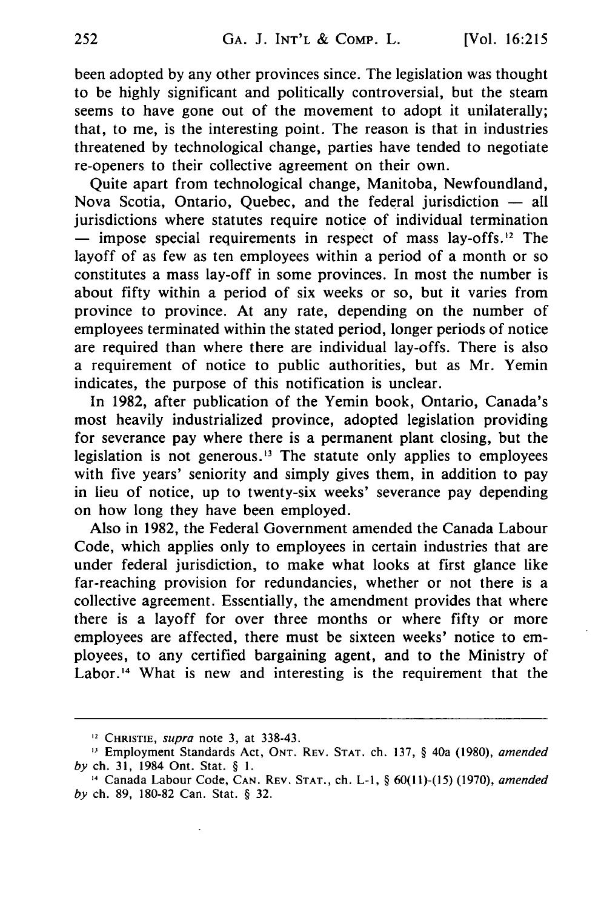been adopted by any other provinces since. The legislation was thought to be highly significant and politically controversial, but the steam seems to have gone out of the movement to adopt it unilaterally; that, to me, is the interesting point. The reason is that in industries threatened by technological change, parties have tended to negotiate re-openers to their collective agreement on their own.

Quite apart from technological change, Manitoba, Newfoundland, Nova Scotia, Ontario, Quebec, and the federal jurisdiction — all jurisdictions where statutes require notice of individual termination — impose special requirements in respect of mass lay-offs.[12] The layoff of as few as ten employees within a period of a month or so constitutes a mass lay-off in some provinces. In most the number is about fifty within a period of six weeks or so, but it varies from province to province. At any rate, depending on the number of employees terminated within the stated period, longer periods of notice are required than where there are individual lay-offs. There is also a requirement of notice to public authorities, but as Mr. Yemin indicates, the purpose of this notification is unclear.

In 1982, after publication of the Yemin book, Ontario, Canada's most heavily industrialized province, adopted legislation providing for severance pay where there is a permanent plant closing, but the legislation is not generous.[13] The statute only applies to employees with five years' seniority and simply gives them, in addition to pay in lieu of notice, up to twenty-six weeks' severance pay depending on how long they have been employed.

Also in 1982, the Federal Government amended the Canada Labour Code, which applies only to employees in certain industries that are under federal jurisdiction, to make what looks at first glance like far-reaching provision for redundancies, whether or not there is a collective agreement. Essentially, the amendment provides that where there is a layoff for over three months or where fifty or more employees are affected, there must be sixteen weeks' notice to employees, to any certified bargaining agent, and to the Ministry of Labor.[14] What is new and interesting is the requirement that the

---

[12] CHRISTIE, *supra* note 3, at 338-43.

[13] Employment Standards Act, ONT. REV. STAT. ch. 137, § 40a (1980), *amended by* ch. 31, 1984 Ont. Stat. § 1.

[14] Canada Labour Code, CAN. REV. STAT., ch. L-1, § 60(11)-(15) (1970), *amended by* ch. 89, 180-82 Can. Stat. § 32.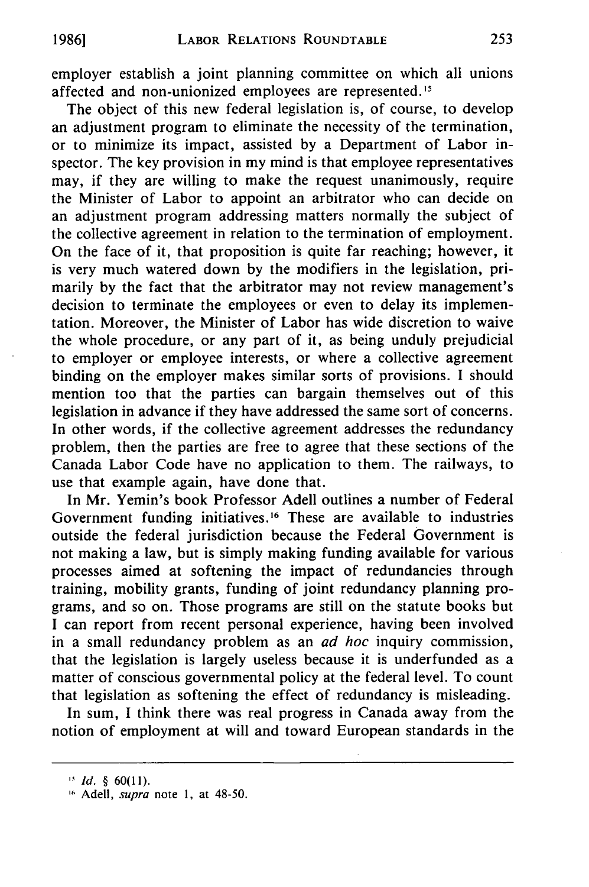employer establish a joint planning committee on which all unions affected and non-unionized employees are represented.[15]

The object of this new federal legislation is, of course, to develop an adjustment program to eliminate the necessity of the termination, or to minimize its impact, assisted by a Department of Labor inspector. The key provision in my mind is that employee representatives may, if they are willing to make the request unanimously, require the Minister of Labor to appoint an arbitrator who can decide on an adjustment program addressing matters normally the subject of the collective agreement in relation to the termination of employment. On the face of it, that proposition is quite far reaching; however, it is very much watered down by the modifiers in the legislation, primarily by the fact that the arbitrator may not review management's decision to terminate the employees or even to delay its implementation. Moreover, the Minister of Labor has wide discretion to waive the whole procedure, or any part of it, as being unduly prejudicial to employer or employee interests, or where a collective agreement binding on the employer makes similar sorts of provisions. I should mention too that the parties can bargain themselves out of this legislation in advance if they have addressed the same sort of concerns. In other words, if the collective agreement addresses the redundancy problem, then the parties are free to agree that these sections of the Canada Labor Code have no application to them. The railways, to use that example again, have done that.

In Mr. Yemin's book Professor Adell outlines a number of Federal Government funding initiatives.[16] These are available to industries outside the federal jurisdiction because the Federal Government is not making a law, but is simply making funding available for various processes aimed at softening the impact of redundancies through training, mobility grants, funding of joint redundancy planning programs, and so on. Those programs are still on the statute books but I can report from recent personal experience, having been involved in a small redundancy problem as an *ad hoc* inquiry commission, that the legislation is largely useless because it is underfunded as a matter of conscious governmental policy at the federal level. To count that legislation as softening the effect of redundancy is misleading.

In sum, I think there was real progress in Canada away from the notion of employment at will and toward European standards in the

---

[15] *Id.* § 60(11).

[16] Adell, *supra* note 1, at 48-50.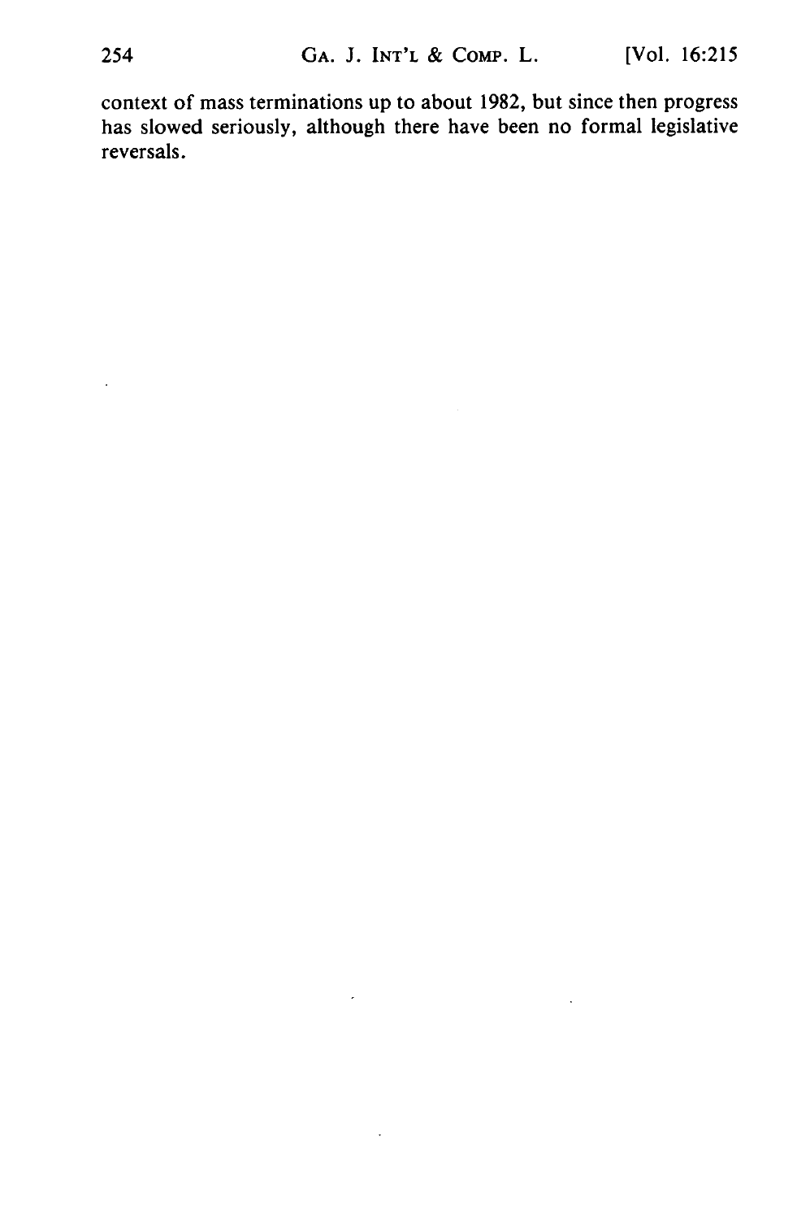context of mass terminations up to about 1982, but since then progress has slowed seriously, although there have been no formal legislative reversals.